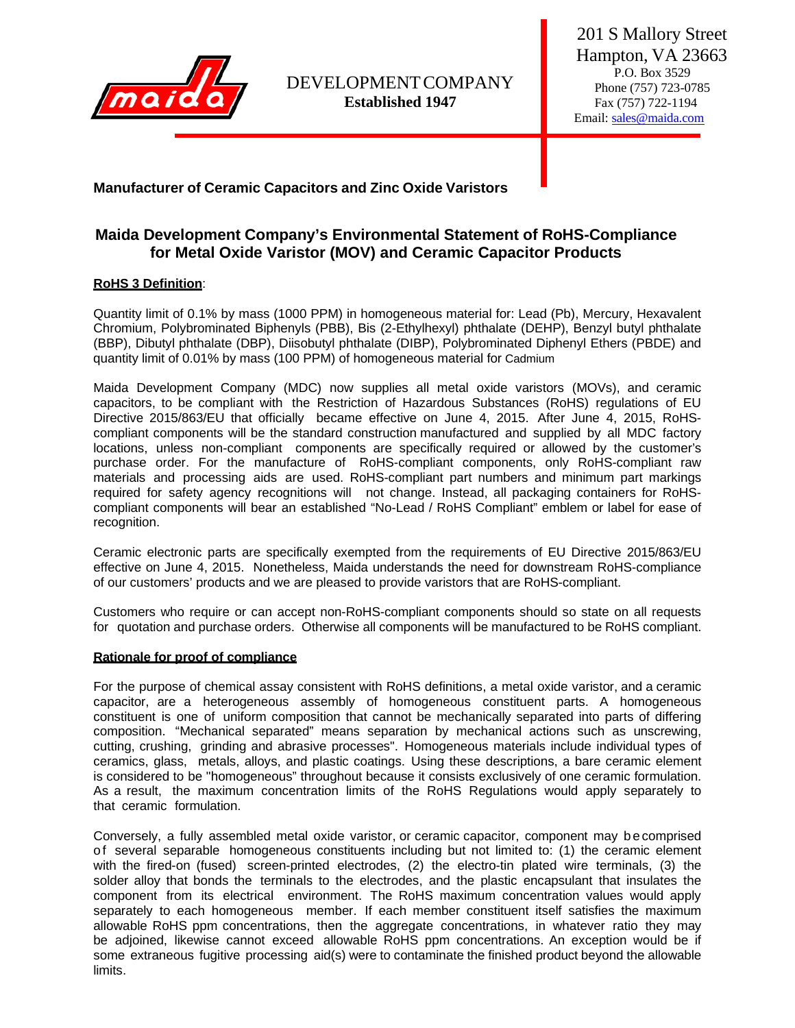DEVELOPMENT COMPANY
**Established 1947**

201 S Mallory Street
Hampton, VA 23663
P.O. Box 3529
Phone (757) 723-0785
Fax (757) 722-1194
Email: sales@maida.com

**Manufacturer of Ceramic Capacitors and Zinc Oxide Varistors**

## Maida Development Company's Environmental Statement of RoHS-Compliance for Metal Oxide Varistor (MOV) and Ceramic Capacitor Products

**RoHS 3 Definition**:

Quantity limit of 0.1% by mass (1000 PPM) in homogeneous material for: Lead (Pb), Mercury, Hexavalent Chromium, Polybrominated Biphenyls (PBB), Bis (2-Ethylhexyl) phthalate (DEHP), Benzyl butyl phthalate (BBP), Dibutyl phthalate (DBP), Diisobutyl phthalate (DIBP), Polybrominated Diphenyl Ethers (PBDE) and quantity limit of 0.01% by mass (100 PPM) of homogeneous material for Cadmium

Maida Development Company (MDC) now supplies all metal oxide varistors (MOVs), and ceramic capacitors, to be compliant with the Restriction of Hazardous Substances (RoHS) regulations of EU Directive 2015/863/EU that officially became effective on June 4, 2015. After June 4, 2015, RoHS-compliant components will be the standard construction manufactured and supplied by all MDC factory locations, unless non-compliant components are specifically required or allowed by the customer's purchase order. For the manufacture of RoHS-compliant components, only RoHS-compliant raw materials and processing aids are used. RoHS-compliant part numbers and minimum part markings required for safety agency recognitions will not change. Instead, all packaging containers for RoHS-compliant components will bear an established "No-Lead / RoHS Compliant" emblem or label for ease of recognition.

Ceramic electronic parts are specifically exempted from the requirements of EU Directive 2015/863/EU effective on June 4, 2015. Nonetheless, Maida understands the need for downstream RoHS-compliance of our customers' products and we are pleased to provide varistors that are RoHS-compliant.

Customers who require or can accept non-RoHS-compliant components should so state on all requests for quotation and purchase orders. Otherwise all components will be manufactured to be RoHS compliant.

**Rationale for proof of compliance**

For the purpose of chemical assay consistent with RoHS definitions, a metal oxide varistor, and a ceramic capacitor, are a heterogeneous assembly of homogeneous constituent parts. A homogeneous constituent is one of uniform composition that cannot be mechanically separated into parts of differing composition. "Mechanical separated" means separation by mechanical actions such as unscrewing, cutting, crushing, grinding and abrasive processes". Homogeneous materials include individual types of ceramics, glass, metals, alloys, and plastic coatings. Using these descriptions, a bare ceramic element is considered to be "homogeneous" throughout because it consists exclusively of one ceramic formulation. As a result, the maximum concentration limits of the RoHS Regulations would apply separately to that ceramic formulation.

Conversely, a fully assembled metal oxide varistor, or ceramic capacitor, component may be comprised of several separable homogeneous constituents including but not limited to: (1) the ceramic element with the fired-on (fused) screen-printed electrodes, (2) the electro-tin plated wire terminals, (3) the solder alloy that bonds the terminals to the electrodes, and the plastic encapsulant that insulates the component from its electrical environment. The RoHS maximum concentration values would apply separately to each homogeneous member. If each member constituent itself satisfies the maximum allowable RoHS ppm concentrations, then the aggregate concentrations, in whatever ratio they may be adjoined, likewise cannot exceed allowable RoHS ppm concentrations. An exception would be if some extraneous fugitive processing aid(s) were to contaminate the finished product beyond the allowable limits.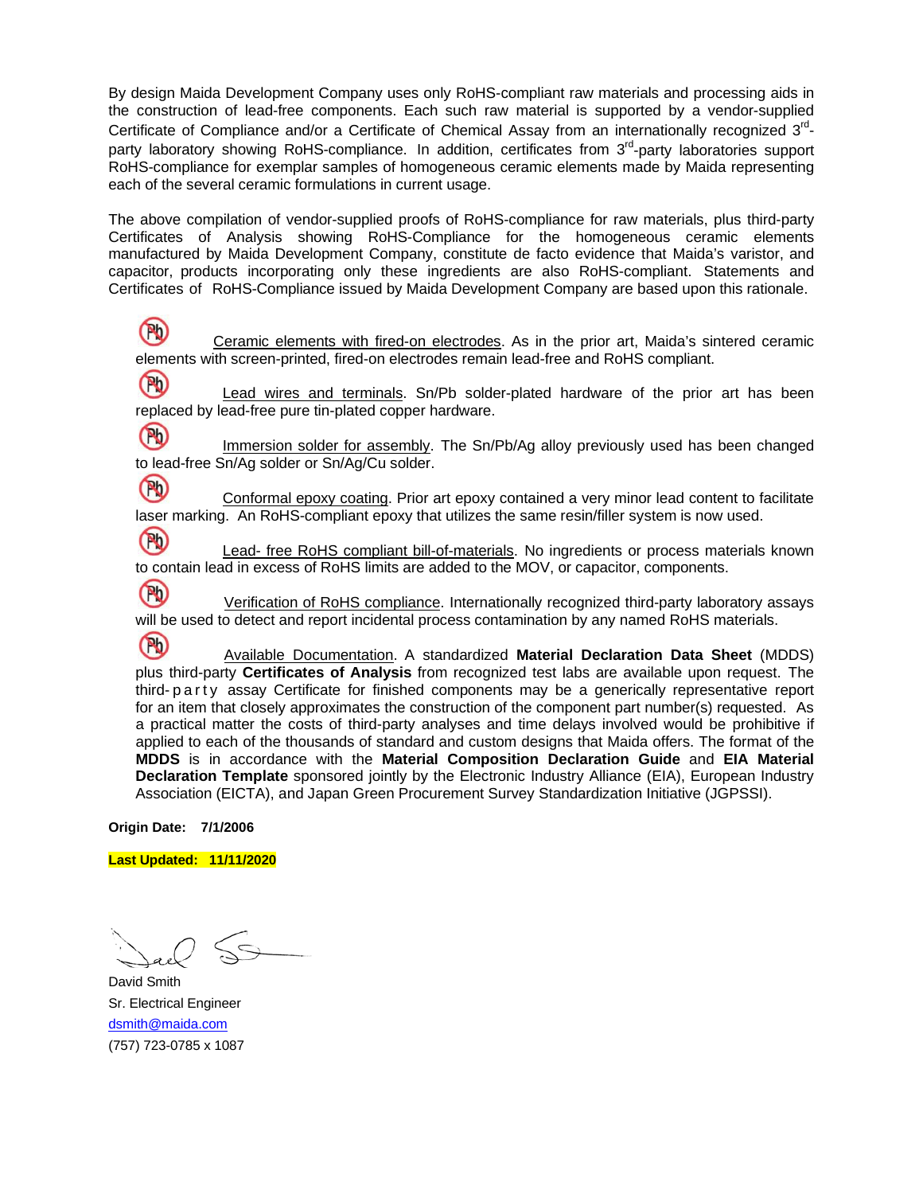By design Maida Development Company uses only RoHS-compliant raw materials and processing aids in the construction of lead-free components. Each such raw material is supported by a vendor-supplied Certificate of Compliance and/or a Certificate of Chemical Assay from an internationally recognized 3rd-party laboratory showing RoHS-compliance. In addition, certificates from 3rd-party laboratories support RoHS-compliance for exemplar samples of homogeneous ceramic elements made by Maida representing each of the several ceramic formulations in current usage.

The above compilation of vendor-supplied proofs of RoHS-compliance for raw materials, plus third-party Certificates of Analysis showing RoHS-Compliance for the homogeneous ceramic elements manufactured by Maida Development Company, constitute de facto evidence that Maida's varistor, and capacitor, products incorporating only these ingredients are also RoHS-compliant. Statements and Certificates of RoHS-Compliance issued by Maida Development Company are based upon this rationale.

- Ceramic elements with fired-on electrodes. As in the prior art, Maida's sintered ceramic elements with screen-printed, fired-on electrodes remain lead-free and RoHS compliant.
- Lead wires and terminals. Sn/Pb solder-plated hardware of the prior art has been replaced by lead-free pure tin-plated copper hardware.
- Immersion solder for assembly. The Sn/Pb/Ag alloy previously used has been changed to lead-free Sn/Ag solder or Sn/Ag/Cu solder.
- Conformal epoxy coating. Prior art epoxy contained a very minor lead content to facilitate laser marking. An RoHS-compliant epoxy that utilizes the same resin/filler system is now used.
- Lead- free RoHS compliant bill-of-materials. No ingredients or process materials known to contain lead in excess of RoHS limits are added to the MOV, or capacitor, components.
- Verification of RoHS compliance. Internationally recognized third-party laboratory assays will be used to detect and report incidental process contamination by any named RoHS materials.
- Available Documentation. A standardized **Material Declaration Data Sheet** (MDDS) plus third-party **Certificates of Analysis** from recognized test labs are available upon request. The third-party assay Certificate for finished components may be a generically representative report for an item that closely approximates the construction of the component part number(s) requested. As a practical matter the costs of third-party analyses and time delays involved would be prohibitive if applied to each of the thousands of standard and custom designs that Maida offers. The format of the **MDDS** is in accordance with the **Material Composition Declaration Guide** and **EIA Material Declaration Template** sponsored jointly by the Electronic Industry Alliance (EIA), European Industry Association (EICTA), and Japan Green Procurement Survey Standardization Initiative (JGPSSI).

**Origin Date: 7/1/2006**

**Last Updated: 11/11/2020**

David Smith
Sr. Electrical Engineer
dsmith@maida.com
(757) 723-0785 x 1087